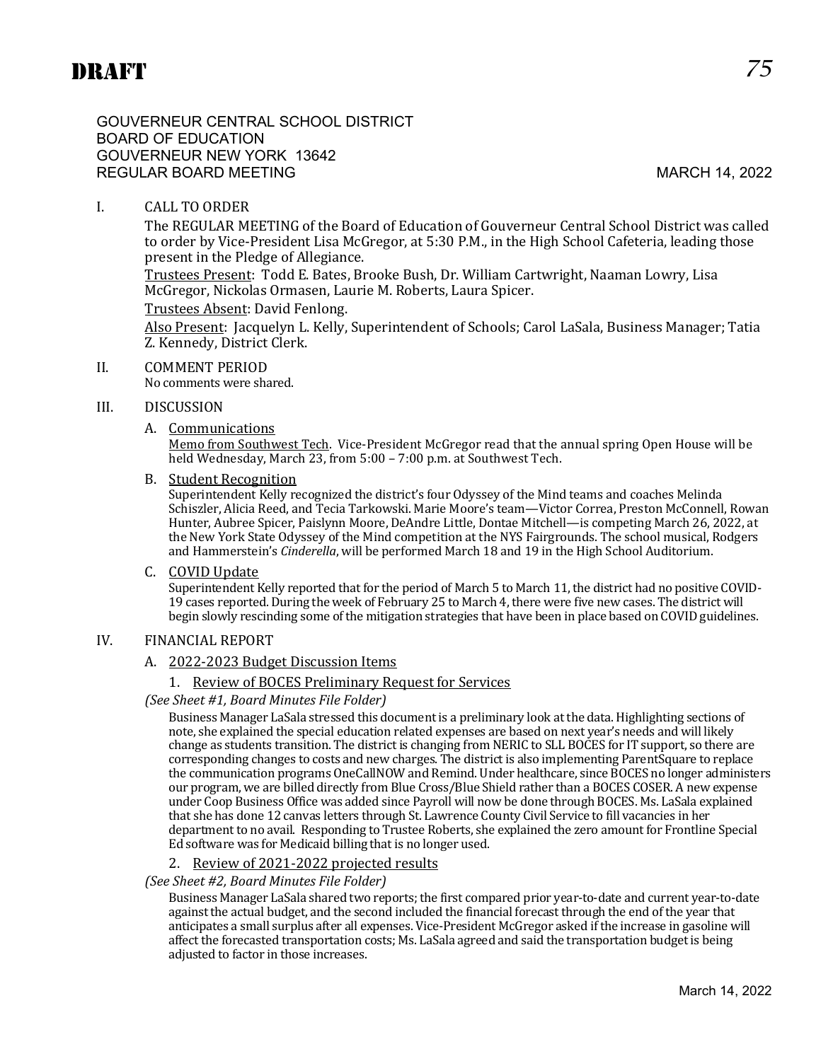# DRAFT

GOUVERNEUR CENTRAL SCHOOL DISTRICT
BOARD OF EDUCATION
GOUVERNEUR NEW YORK 13642
REGULAR BOARD MEETING — MARCH 14, 2022

## I. CALL TO ORDER

The REGULAR MEETING of the Board of Education of Gouverneur Central School District was called to order by Vice-President Lisa McGregor, at 5:30 P.M., in the High School Cafeteria, leading those present in the Pledge of Allegiance.

Trustees Present: Todd E. Bates, Brooke Bush, Dr. William Cartwright, Naaman Lowry, Lisa McGregor, Nickolas Ormasen, Laurie M. Roberts, Laura Spicer.

Trustees Absent: David Fenlong.

Also Present: Jacquelyn L. Kelly, Superintendent of Schools; Carol LaSala, Business Manager; Tatia Z. Kennedy, District Clerk.

## II. COMMENT PERIOD

No comments were shared.

## III. DISCUSSION

### A. Communications

Memo from Southwest Tech. Vice-President McGregor read that the annual spring Open House will be held Wednesday, March 23, from 5:00 – 7:00 p.m. at Southwest Tech.

### B. Student Recognition

Superintendent Kelly recognized the district's four Odyssey of the Mind teams and coaches Melinda Schiszler, Alicia Reed, and Tecia Tarkowski. Marie Moore's team—Victor Correa, Preston McConnell, Rowan Hunter, Aubree Spicer, Paislynn Moore, DeAndre Little, Dontae Mitchell—is competing March 26, 2022, at the New York State Odyssey of the Mind competition at the NYS Fairgrounds. The school musical, Rodgers and Hammerstein's *Cinderella*, will be performed March 18 and 19 in the High School Auditorium.

### C. COVID Update

Superintendent Kelly reported that for the period of March 5 to March 11, the district had no positive COVID-19 cases reported. During the week of February 25 to March 4, there were five new cases. The district will begin slowly rescinding some of the mitigation strategies that have been in place based on COVID guidelines.

## IV. FINANCIAL REPORT

### A. 2022-2023 Budget Discussion Items

#### 1. Review of BOCES Preliminary Request for Services

*(See Sheet #1, Board Minutes File Folder)*

Business Manager LaSala stressed this document is a preliminary look at the data. Highlighting sections of note, she explained the special education related expenses are based on next year's needs and will likely change as students transition. The district is changing from NERIC to SLL BOCES for IT support, so there are corresponding changes to costs and new charges. The district is also implementing ParentSquare to replace the communication programs OneCallNOW and Remind. Under healthcare, since BOCES no longer administers our program, we are billed directly from Blue Cross/Blue Shield rather than a BOCES COSER. A new expense under Coop Business Office was added since Payroll will now be done through BOCES. Ms. LaSala explained that she has done 12 canvas letters through St. Lawrence County Civil Service to fill vacancies in her department to no avail. Responding to Trustee Roberts, she explained the zero amount for Frontline Special Ed software was for Medicaid billing that is no longer used.

#### 2. Review of 2021-2022 projected results

*(See Sheet #2, Board Minutes File Folder)*

Business Manager LaSala shared two reports; the first compared prior year-to-date and current year-to-date against the actual budget, and the second included the financial forecast through the end of the year that anticipates a small surplus after all expenses. Vice-President McGregor asked if the increase in gasoline will affect the forecasted transportation costs; Ms. LaSala agreed and said the transportation budget is being adjusted to factor in those increases.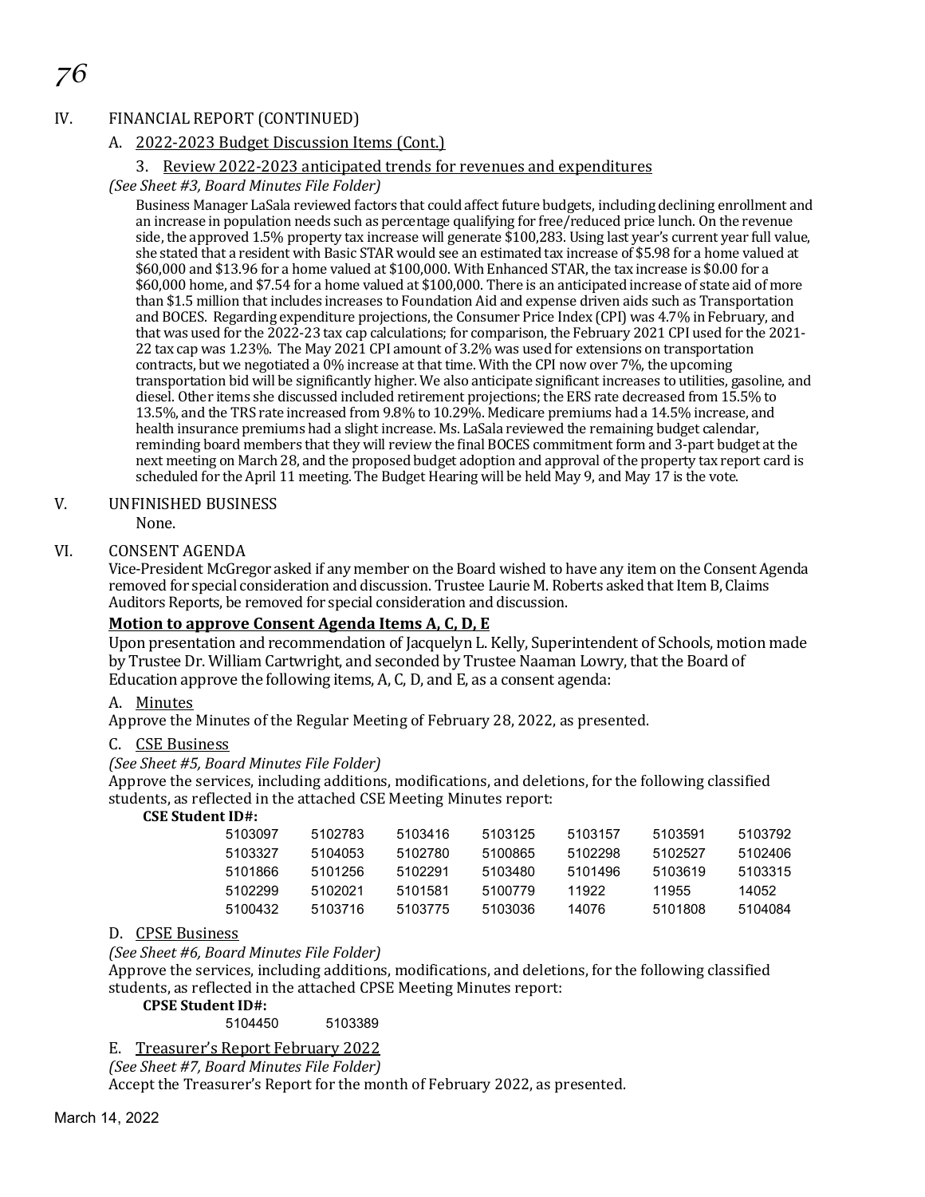## IV. FINANCIAL REPORT (CONTINUED)

### A. 2022-2023 Budget Discussion Items (Cont.)

#### 3. Review 2022-2023 anticipated trends for revenues and expenditures

*(See Sheet #3, Board Minutes File Folder)*

Business Manager LaSala reviewed factors that could affect future budgets, including declining enrollment and an increase in population needs such as percentage qualifying for free/reduced price lunch. On the revenue side, the approved 1.5% property tax increase will generate $100,283. Using last year's current year full value, she stated that a resident with Basic STAR would see an estimated tax increase of $5.98 for a home valued at $60,000 and $13.96 for a home valued at $100,000. With Enhanced STAR, the tax increase is $0.00 for a $60,000 home, and $7.54 for a home valued at $100,000. There is an anticipated increase of state aid of more than $1.5 million that includes increases to Foundation Aid and expense driven aids such as Transportation and BOCES. Regarding expenditure projections, the Consumer Price Index (CPI) was 4.7% in February, and that was used for the 2022-23 tax cap calculations; for comparison, the February 2021 CPI used for the 2021-22 tax cap was 1.23%. The May 2021 CPI amount of 3.2% was used for extensions on transportation contracts, but we negotiated a 0% increase at that time. With the CPI now over 7%, the upcoming transportation bid will be significantly higher. We also anticipate significant increases to utilities, gasoline, and diesel. Other items she discussed included retirement projections; the ERS rate decreased from 15.5% to 13.5%, and the TRS rate increased from 9.8% to 10.29%. Medicare premiums had a 14.5% increase, and health insurance premiums had a slight increase. Ms. LaSala reviewed the remaining budget calendar, reminding board members that they will review the final BOCES commitment form and 3-part budget at the next meeting on March 28, and the proposed budget adoption and approval of the property tax report card is scheduled for the April 11 meeting. The Budget Hearing will be held May 9, and May 17 is the vote.

## V. UNFINISHED BUSINESS

None.

## VI. CONSENT AGENDA

Vice-President McGregor asked if any member on the Board wished to have any item on the Consent Agenda removed for special consideration and discussion. Trustee Laurie M. Roberts asked that Item B, Claims Auditors Reports, be removed for special consideration and discussion.

**Motion to approve Consent Agenda Items A, C, D, E**

Upon presentation and recommendation of Jacquelyn L. Kelly, Superintendent of Schools, motion made by Trustee Dr. William Cartwright, and seconded by Trustee Naaman Lowry, that the Board of Education approve the following items, A, C, D, and E, as a consent agenda:

A. Minutes

Approve the Minutes of the Regular Meeting of February 28, 2022, as presented.

C. CSE Business

*(See Sheet #5, Board Minutes File Folder)*

Approve the services, including additions, modifications, and deletions, for the following classified students, as reflected in the attached CSE Meeting Minutes report:

**CSE Student ID#:**

| | | | | | | |
|---|---|---|---|---|---|---|
| 5103097 | 5102783 | 5103416 | 5103125 | 5103157 | 5103591 | 5103792 |
| 5103327 | 5104053 | 5102780 | 5100865 | 5102298 | 5102527 | 5102406 |
| 5101866 | 5101256 | 5102291 | 5103480 | 5101496 | 5103619 | 5103315 |
| 5102299 | 5102021 | 5101581 | 5100779 | 11922 | 11955 | 14052 |
| 5100432 | 5103716 | 5103775 | 5103036 | 14076 | 5101808 | 5104084 |

D. CPSE Business

*(See Sheet #6, Board Minutes File Folder)*

Approve the services, including additions, modifications, and deletions, for the following classified students, as reflected in the attached CPSE Meeting Minutes report:

**CPSE Student ID#:**

5104450 5103389

E. Treasurer's Report February 2022

*(See Sheet #7, Board Minutes File Folder)*

Accept the Treasurer's Report for the month of February 2022, as presented.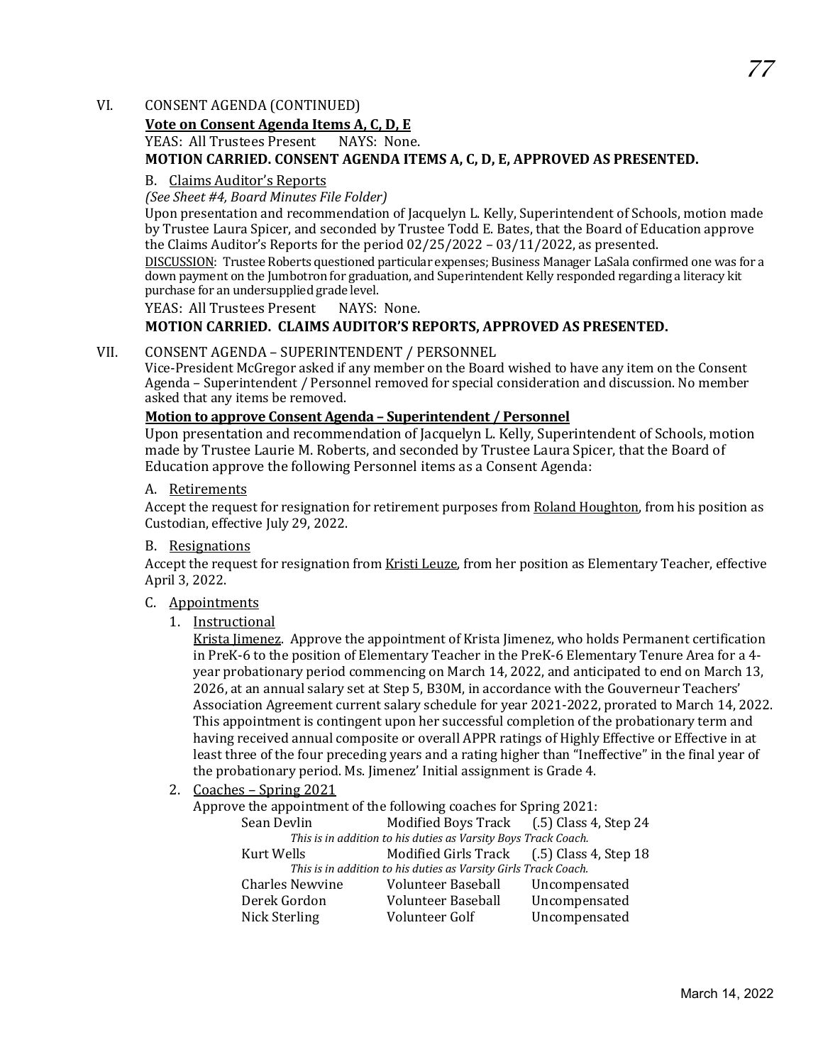VI. CONSENT AGENDA (CONTINUED)

**Vote on Consent Agenda Items A, C, D, E**

YEAS: All Trustees Present NAYS: None.

**MOTION CARRIED. CONSENT AGENDA ITEMS A, C, D, E, APPROVED AS PRESENTED.**

B. Claims Auditor's Reports

*(See Sheet #4, Board Minutes File Folder)*

Upon presentation and recommendation of Jacquelyn L. Kelly, Superintendent of Schools, motion made by Trustee Laura Spicer, and seconded by Trustee Todd E. Bates, that the Board of Education approve the Claims Auditor's Reports for the period 02/25/2022 – 03/11/2022, as presented.

DISCUSSION: Trustee Roberts questioned particular expenses; Business Manager LaSala confirmed one was for a down payment on the Jumbotron for graduation, and Superintendent Kelly responded regarding a literacy kit purchase for an undersupplied grade level.

YEAS: All Trustees Present NAYS: None.

**MOTION CARRIED. CLAIMS AUDITOR'S REPORTS, APPROVED AS PRESENTED.**

VII. CONSENT AGENDA – SUPERINTENDENT / PERSONNEL

Vice-President McGregor asked if any member on the Board wished to have any item on the Consent Agenda – Superintendent / Personnel removed for special consideration and discussion. No member asked that any items be removed.

**Motion to approve Consent Agenda – Superintendent / Personnel**

Upon presentation and recommendation of Jacquelyn L. Kelly, Superintendent of Schools, motion made by Trustee Laurie M. Roberts, and seconded by Trustee Laura Spicer, that the Board of Education approve the following Personnel items as a Consent Agenda:

A. Retirements

Accept the request for resignation for retirement purposes from Roland Houghton, from his position as Custodian, effective July 29, 2022.

B. Resignations

Accept the request for resignation from Kristi Leuze, from her position as Elementary Teacher, effective April 3, 2022.

C. Appointments

1. Instructional

   Krista Jimenez. Approve the appointment of Krista Jimenez, who holds Permanent certification in PreK-6 to the position of Elementary Teacher in the PreK-6 Elementary Tenure Area for a 4-year probationary period commencing on March 14, 2022, and anticipated to end on March 13, 2026, at an annual salary set at Step 5, B30M, in accordance with the Gouverneur Teachers' Association Agreement current salary schedule for year 2021-2022, prorated to March 14, 2022. This appointment is contingent upon her successful completion of the probationary term and having received annual composite or overall APPR ratings of Highly Effective or Effective in at least three of the four preceding years and a rating higher than "Ineffective" in the final year of the probationary period. Ms. Jimenez' Initial assignment is Grade 4.

2. Coaches – Spring 2021

   Approve the appointment of the following coaches for Spring 2021:

| | | |
|---|---|---|
| Sean Devlin | Modified Boys Track | (.5) Class 4, Step 24 |
| *This is in addition to his duties as Varsity Boys Track Coach.* | | |
| Kurt Wells | Modified Girls Track | (.5) Class 4, Step 18 |
| *This is in addition to his duties as Varsity Girls Track Coach.* | | |
| Charles Newvine | Volunteer Baseball | Uncompensated |
| Derek Gordon | Volunteer Baseball | Uncompensated |
| Nick Sterling | Volunteer Golf | Uncompensated |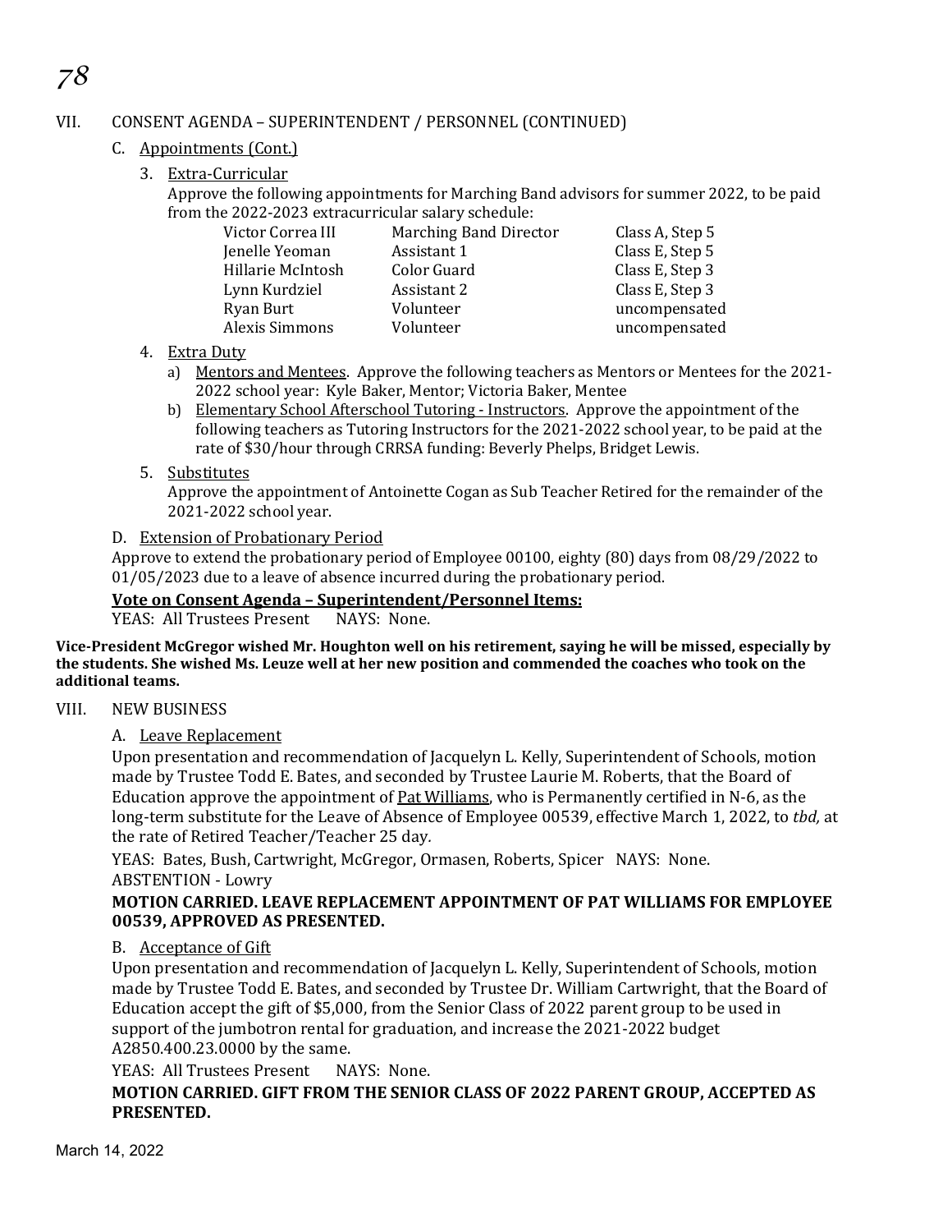VII. CONSENT AGENDA – SUPERINTENDENT / PERSONNEL (CONTINUED)

C. Appointments (Cont.)

3. Extra-Curricular

Approve the following appointments for Marching Band advisors for summer 2022, to be paid from the 2022-2023 extracurricular salary schedule:

| | | |
|---|---|---|
| Victor Correa III | Marching Band Director | Class A, Step 5 |
| Jenelle Yeoman | Assistant 1 | Class E, Step 5 |
| Hillarie McIntosh | Color Guard | Class E, Step 3 |
| Lynn Kurdziel | Assistant 2 | Class E, Step 3 |
| Ryan Burt | Volunteer | uncompensated |
| Alexis Simmons | Volunteer | uncompensated |

4. Extra Duty

a) Mentors and Mentees. Approve the following teachers as Mentors or Mentees for the 2021-2022 school year: Kyle Baker, Mentor; Victoria Baker, Mentee

b) Elementary School Afterschool Tutoring - Instructors. Approve the appointment of the following teachers as Tutoring Instructors for the 2021-2022 school year, to be paid at the rate of $30/hour through CRRSA funding: Beverly Phelps, Bridget Lewis.

5. Substitutes

Approve the appointment of Antoinette Cogan as Sub Teacher Retired for the remainder of the 2021-2022 school year.

D. Extension of Probationary Period

Approve to extend the probationary period of Employee 00100, eighty (80) days from 08/29/2022 to 01/05/2023 due to a leave of absence incurred during the probationary period.

**Vote on Consent Agenda – Superintendent/Personnel Items:**

YEAS: All Trustees Present NAYS: None.

**Vice-President McGregor wished Mr. Houghton well on his retirement, saying he will be missed, especially by the students. She wished Ms. Leuze well at her new position and commended the coaches who took on the additional teams.**

VIII. NEW BUSINESS

A. Leave Replacement

Upon presentation and recommendation of Jacquelyn L. Kelly, Superintendent of Schools, motion made by Trustee Todd E. Bates, and seconded by Trustee Laurie M. Roberts, that the Board of Education approve the appointment of Pat Williams, who is Permanently certified in N-6, as the long-term substitute for the Leave of Absence of Employee 00539, effective March 1, 2022, to *tbd,* at the rate of Retired Teacher/Teacher 25 day.

YEAS: Bates, Bush, Cartwright, McGregor, Ormasen, Roberts, Spicer NAYS: None.

ABSTENTION - Lowry

**MOTION CARRIED. LEAVE REPLACEMENT APPOINTMENT OF PAT WILLIAMS FOR EMPLOYEE 00539, APPROVED AS PRESENTED.**

B. Acceptance of Gift

Upon presentation and recommendation of Jacquelyn L. Kelly, Superintendent of Schools, motion made by Trustee Todd E. Bates, and seconded by Trustee Dr. William Cartwright, that the Board of Education accept the gift of $5,000, from the Senior Class of 2022 parent group to be used in support of the jumbotron rental for graduation, and increase the 2021-2022 budget A2850.400.23.0000 by the same.

YEAS: All Trustees Present NAYS: None.

**MOTION CARRIED. GIFT FROM THE SENIOR CLASS OF 2022 PARENT GROUP, ACCEPTED AS PRESENTED.**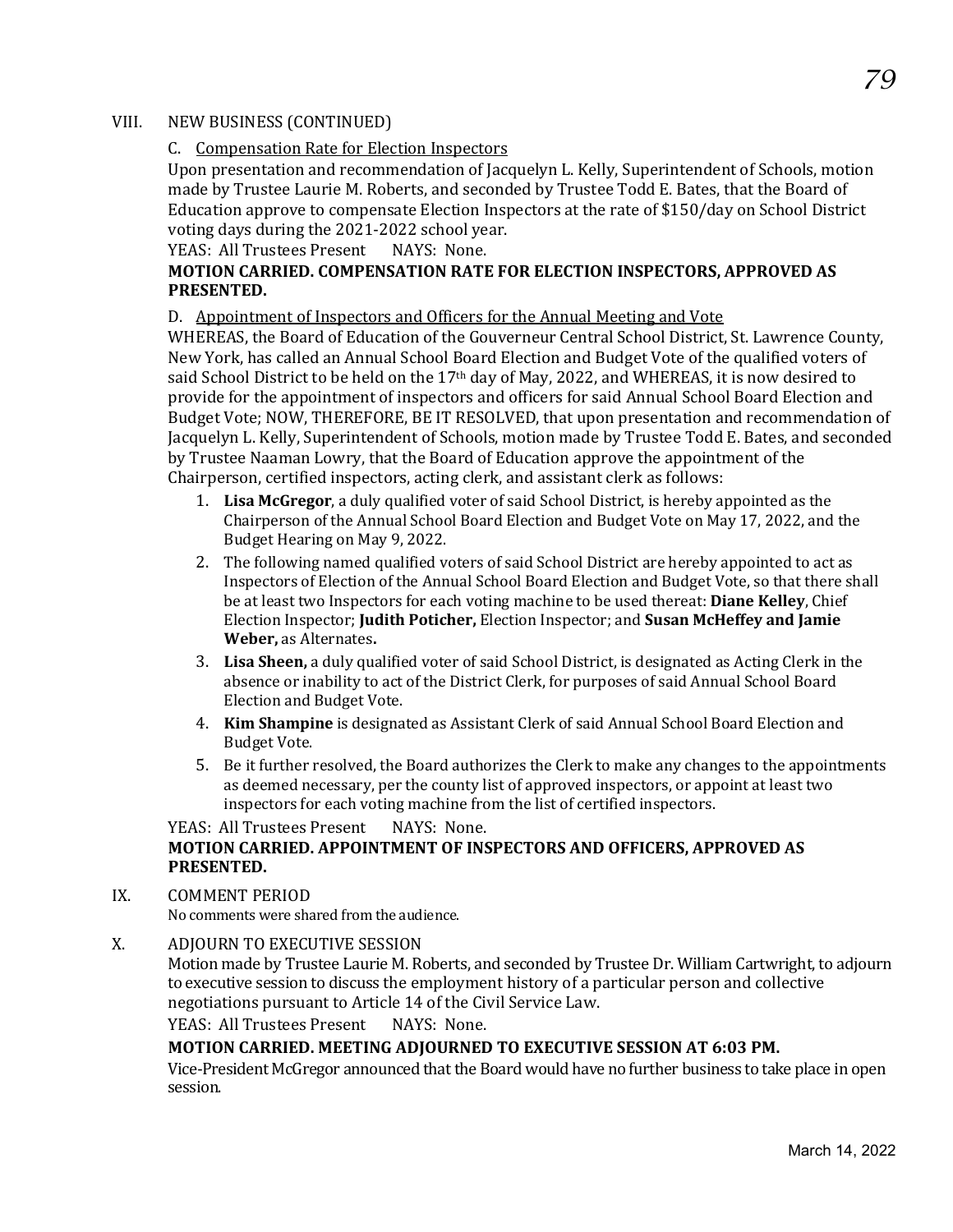## VIII. NEW BUSINESS (CONTINUED)

### C. Compensation Rate for Election Inspectors

Upon presentation and recommendation of Jacquelyn L. Kelly, Superintendent of Schools, motion made by Trustee Laurie M. Roberts, and seconded by Trustee Todd E. Bates, that the Board of Education approve to compensate Election Inspectors at the rate of $150/day on School District voting days during the 2021-2022 school year.

YEAS: All Trustees Present NAYS: None.

**MOTION CARRIED. COMPENSATION RATE FOR ELECTION INSPECTORS, APPROVED AS PRESENTED.**

### D. Appointment of Inspectors and Officers for the Annual Meeting and Vote

WHEREAS, the Board of Education of the Gouverneur Central School District, St. Lawrence County, New York, has called an Annual School Board Election and Budget Vote of the qualified voters of said School District to be held on the 17th day of May, 2022, and WHEREAS, it is now desired to provide for the appointment of inspectors and officers for said Annual School Board Election and Budget Vote; NOW, THEREFORE, BE IT RESOLVED, that upon presentation and recommendation of Jacquelyn L. Kelly, Superintendent of Schools, motion made by Trustee Todd E. Bates, and seconded by Trustee Naaman Lowry, that the Board of Education approve the appointment of the Chairperson, certified inspectors, acting clerk, and assistant clerk as follows:

1. **Lisa McGregor**, a duly qualified voter of said School District, is hereby appointed as the Chairperson of the Annual School Board Election and Budget Vote on May 17, 2022, and the Budget Hearing on May 9, 2022.
2. The following named qualified voters of said School District are hereby appointed to act as Inspectors of Election of the Annual School Board Election and Budget Vote, so that there shall be at least two Inspectors for each voting machine to be used thereat: **Diane Kelley**, Chief Election Inspector; **Judith Poticher,** Election Inspector; and **Susan McHeffey and Jamie Weber,** as Alternates**.**
3. **Lisa Sheen,** a duly qualified voter of said School District, is designated as Acting Clerk in the absence or inability to act of the District Clerk, for purposes of said Annual School Board Election and Budget Vote.
4. **Kim Shampine** is designated as Assistant Clerk of said Annual School Board Election and Budget Vote.
5. Be it further resolved, the Board authorizes the Clerk to make any changes to the appointments as deemed necessary, per the county list of approved inspectors, or appoint at least two inspectors for each voting machine from the list of certified inspectors.

YEAS: All Trustees Present NAYS: None.

**MOTION CARRIED. APPOINTMENT OF INSPECTORS AND OFFICERS, APPROVED AS PRESENTED.**

## IX. COMMENT PERIOD

No comments were shared from the audience.

## X. ADJOURN TO EXECUTIVE SESSION

Motion made by Trustee Laurie M. Roberts, and seconded by Trustee Dr. William Cartwright, to adjourn to executive session to discuss the employment history of a particular person and collective negotiations pursuant to Article 14 of the Civil Service Law.

YEAS: All Trustees Present NAYS: None.

**MOTION CARRIED. MEETING ADJOURNED TO EXECUTIVE SESSION AT 6:03 PM.**

Vice-President McGregor announced that the Board would have no further business to take place in open session.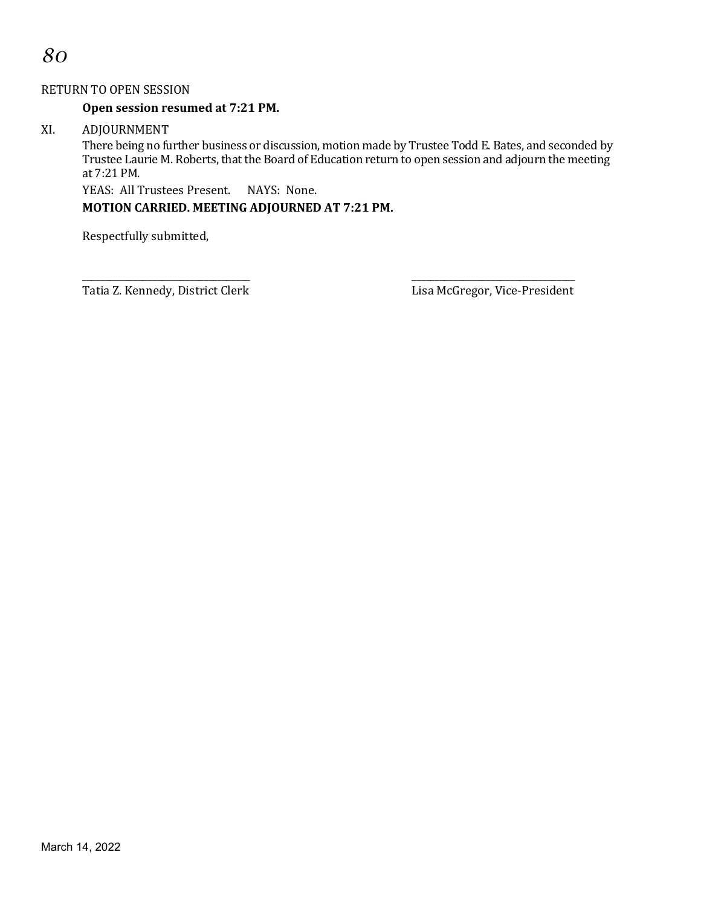RETURN TO OPEN SESSION

**Open session resumed at 7:21 PM.**

XI. ADJOURNMENT

There being no further business or discussion, motion made by Trustee Todd E. Bates, and seconded by Trustee Laurie M. Roberts, that the Board of Education return to open session and adjourn the meeting at 7:21 PM.

YEAS: All Trustees Present. NAYS: None.

**MOTION CARRIED. MEETING ADJOURNED AT 7:21 PM.**

Respectfully submitted,

\_\_\_\_\_\_\_\_\_\_\_\_\_\_\_\_\_\_\_\_\_\_\_\_\_\_\_\_\_\_\_\_\_\_\_
Tatia Z. Kennedy, District Clerk

\_\_\_\_\_\_\_\_\_\_\_\_\_\_\_\_\_\_\_\_\_\_\_\_\_\_\_\_\_\_\_\_\_\_\_
Lisa McGregor, Vice-President